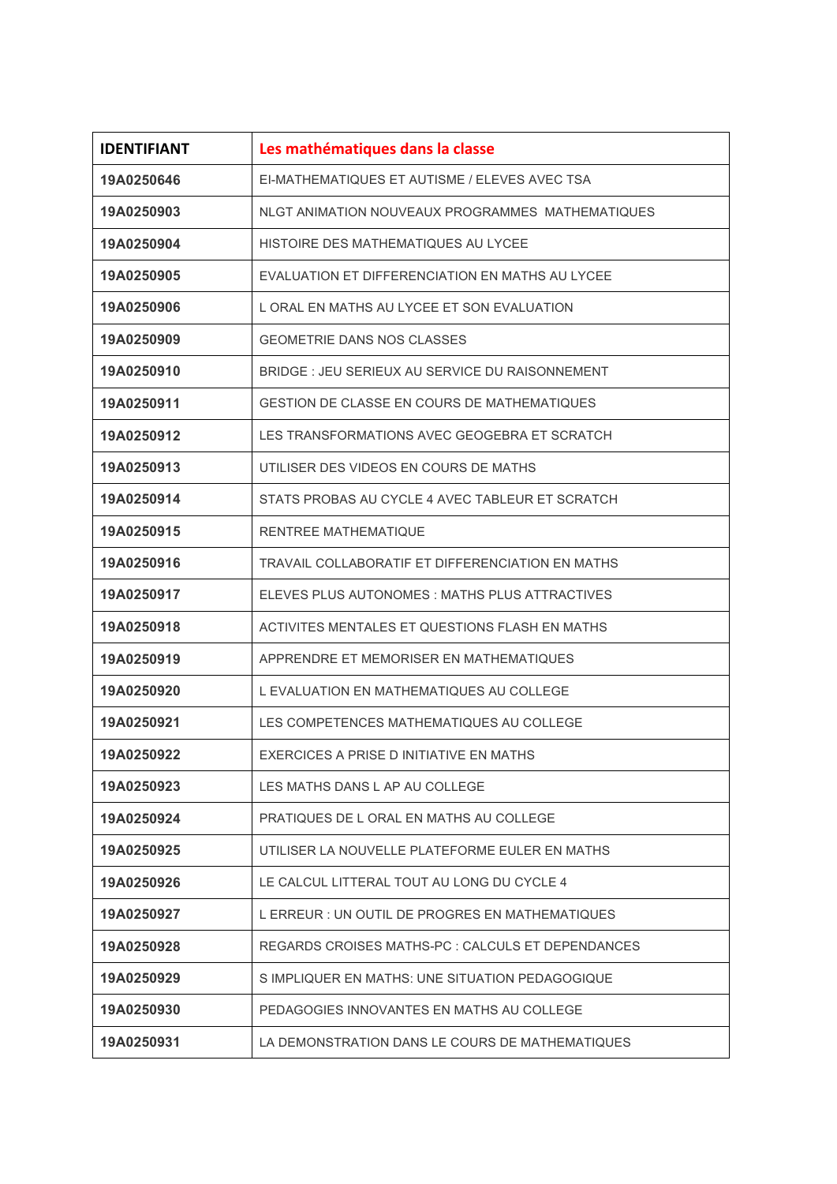| IDENTIFIANT | Les mathématiques dans la classe |
|---|---|
| 19A0250646 | EI-MATHEMATIQUES ET AUTISME / ELEVES AVEC TSA |
| 19A0250903 | NLGT ANIMATION NOUVEAUX PROGRAMMES MATHEMATIQUES |
| 19A0250904 | HISTOIRE DES MATHEMATIQUES AU LYCEE |
| 19A0250905 | EVALUATION ET DIFFERENCIATION EN MATHS AU LYCEE |
| 19A0250906 | L ORAL EN MATHS AU LYCEE ET SON EVALUATION |
| 19A0250909 | GEOMETRIE DANS NOS CLASSES |
| 19A0250910 | BRIDGE : JEU SERIEUX AU SERVICE DU RAISONNEMENT |
| 19A0250911 | GESTION DE CLASSE EN COURS DE MATHEMATIQUES |
| 19A0250912 | LES TRANSFORMATIONS AVEC GEOGEBRA ET SCRATCH |
| 19A0250913 | UTILISER DES VIDEOS EN COURS DE MATHS |
| 19A0250914 | STATS PROBAS AU CYCLE 4 AVEC TABLEUR ET SCRATCH |
| 19A0250915 | RENTREE MATHEMATIQUE |
| 19A0250916 | TRAVAIL COLLABORATIF ET DIFFERENCIATION EN MATHS |
| 19A0250917 | ELEVES PLUS AUTONOMES : MATHS PLUS ATTRACTIVES |
| 19A0250918 | ACTIVITES MENTALES ET QUESTIONS FLASH EN MATHS |
| 19A0250919 | APPRENDRE ET MEMORISER EN MATHEMATIQUES |
| 19A0250920 | L EVALUATION EN MATHEMATIQUES AU COLLEGE |
| 19A0250921 | LES COMPETENCES MATHEMATIQUES AU COLLEGE |
| 19A0250922 | EXERCICES A PRISE D INITIATIVE EN MATHS |
| 19A0250923 | LES MATHS DANS L AP AU COLLEGE |
| 19A0250924 | PRATIQUES DE L ORAL EN MATHS AU COLLEGE |
| 19A0250925 | UTILISER LA NOUVELLE PLATEFORME EULER EN MATHS |
| 19A0250926 | LE CALCUL LITTERAL TOUT AU LONG DU CYCLE 4 |
| 19A0250927 | L ERREUR : UN OUTIL DE PROGRES EN MATHEMATIQUES |
| 19A0250928 | REGARDS CROISES MATHS-PC : CALCULS ET DEPENDANCES |
| 19A0250929 | S IMPLIQUER EN MATHS: UNE SITUATION PEDAGOGIQUE |
| 19A0250930 | PEDAGOGIES INNOVANTES EN MATHS AU COLLEGE |
| 19A0250931 | LA DEMONSTRATION DANS LE COURS DE MATHEMATIQUES |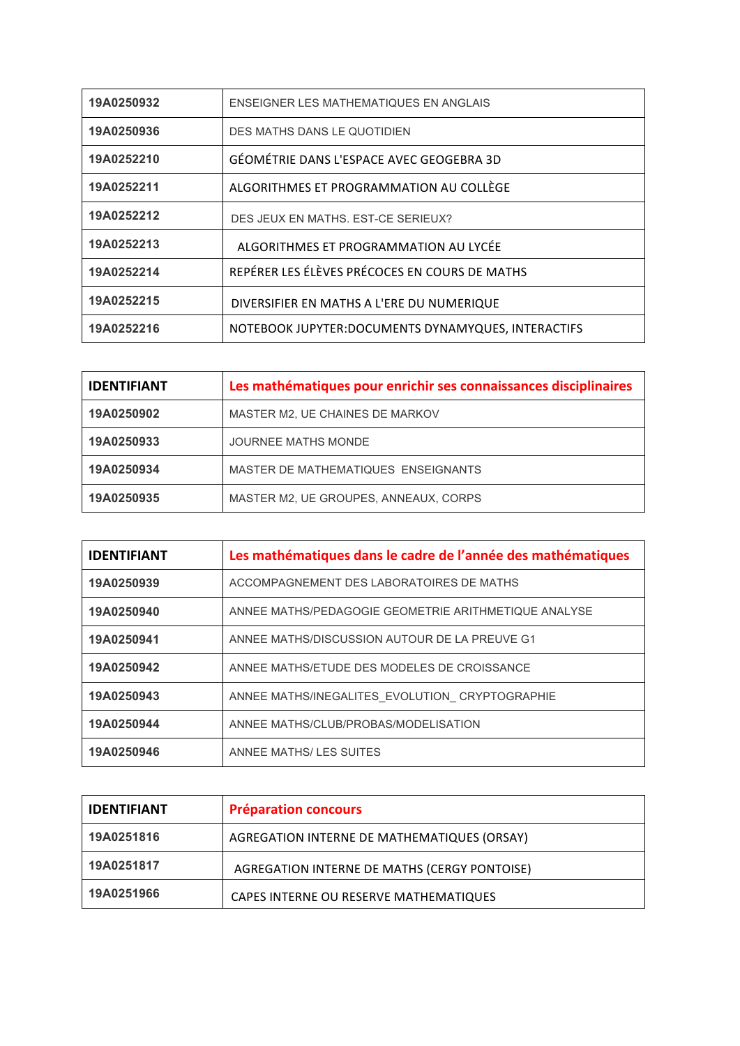| | |
|---|---|
| 19A0250932 | ENSEIGNER LES MATHEMATIQUES EN ANGLAIS |
| 19A0250936 | DES MATHS DANS LE QUOTIDIEN |
| 19A0252210 | GÉOMÉTRIE DANS L'ESPACE AVEC GEOGEBRA 3D |
| 19A0252211 | ALGORITHMES ET PROGRAMMATION AU COLLÈGE |
| 19A0252212 | DES JEUX EN MATHS. EST-CE SERIEUX? |
| 19A0252213 | ALGORITHMES ET PROGRAMMATION AU LYCÉE |
| 19A0252214 | REPÉRER LES ÉLÈVES PRÉCOCES EN COURS DE MATHS |
| 19A0252215 | DIVERSIFIER EN MATHS A L'ERE DU NUMERIQUE |
| 19A0252216 | NOTEBOOK JUPYTER:DOCUMENTS DYNAMYQUES, INTERACTIFS |

| IDENTIFIANT | Les mathématiques pour enrichir ses connaissances disciplinaires |
|---|---|
| 19A0250902 | MASTER M2, UE CHAINES DE MARKOV |
| 19A0250933 | JOURNEE MATHS MONDE |
| 19A0250934 | MASTER DE MATHEMATIQUES ENSEIGNANTS |
| 19A0250935 | MASTER M2, UE GROUPES, ANNEAUX, CORPS |

| IDENTIFIANT | Les mathématiques dans le cadre de l'année des mathématiques |
|---|---|
| 19A0250939 | ACCOMPAGNEMENT DES LABORATOIRES DE MATHS |
| 19A0250940 | ANNEE MATHS/PEDAGOGIE GEOMETRIE ARITHMETIQUE ANALYSE |
| 19A0250941 | ANNEE MATHS/DISCUSSION AUTOUR DE LA PREUVE G1 |
| 19A0250942 | ANNEE MATHS/ETUDE DES MODELES DE CROISSANCE |
| 19A0250943 | ANNEE MATHS/INEGALITES_EVOLUTION_ CRYPTOGRAPHIE |
| 19A0250944 | ANNEE MATHS/CLUB/PROBAS/MODELISATION |
| 19A0250946 | ANNEE MATHS/ LES SUITES |

| IDENTIFIANT | Préparation concours |
|---|---|
| 19A0251816 | AGREGATION INTERNE DE MATHEMATIQUES (ORSAY) |
| 19A0251817 | AGREGATION INTERNE DE MATHS (CERGY PONTOISE) |
| 19A0251966 | CAPES INTERNE OU RESERVE MATHEMATIQUES |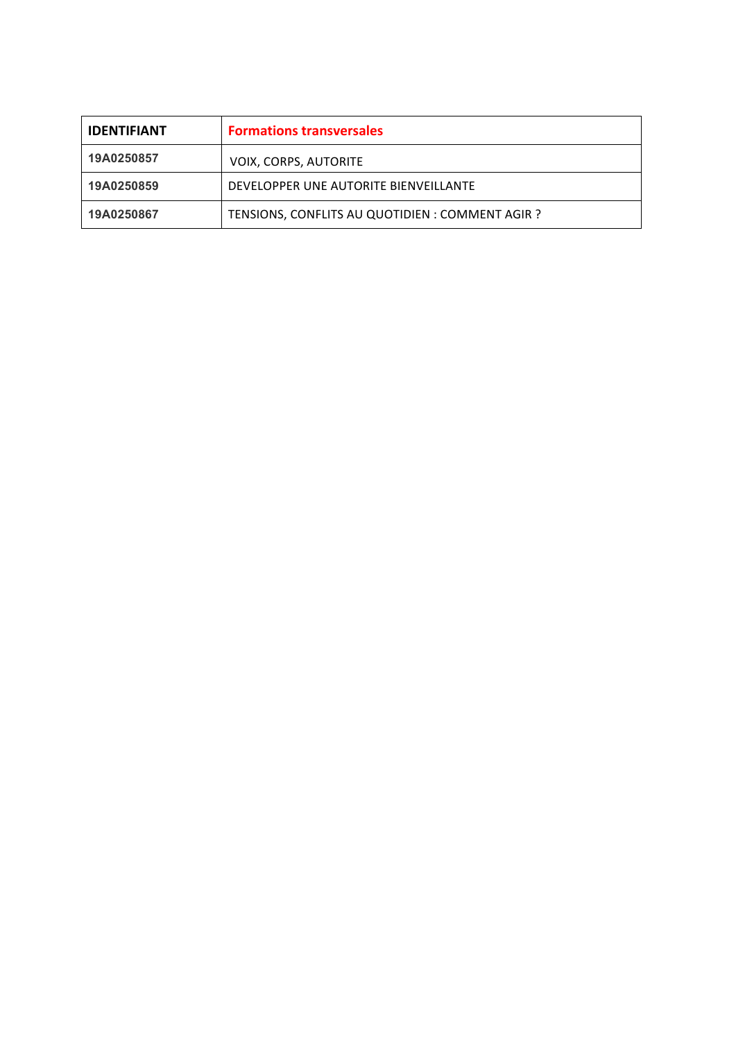| **IDENTIFIANT** | **Formations transversales** |
|---|---|
| **19A0250857** | VOIX, CORPS, AUTORITE |
| **19A0250859** | DEVELOPPER UNE AUTORITE BIENVEILLANTE |
| **19A0250867** | TENSIONS, CONFLITS AU QUOTIDIEN : COMMENT AGIR ? |